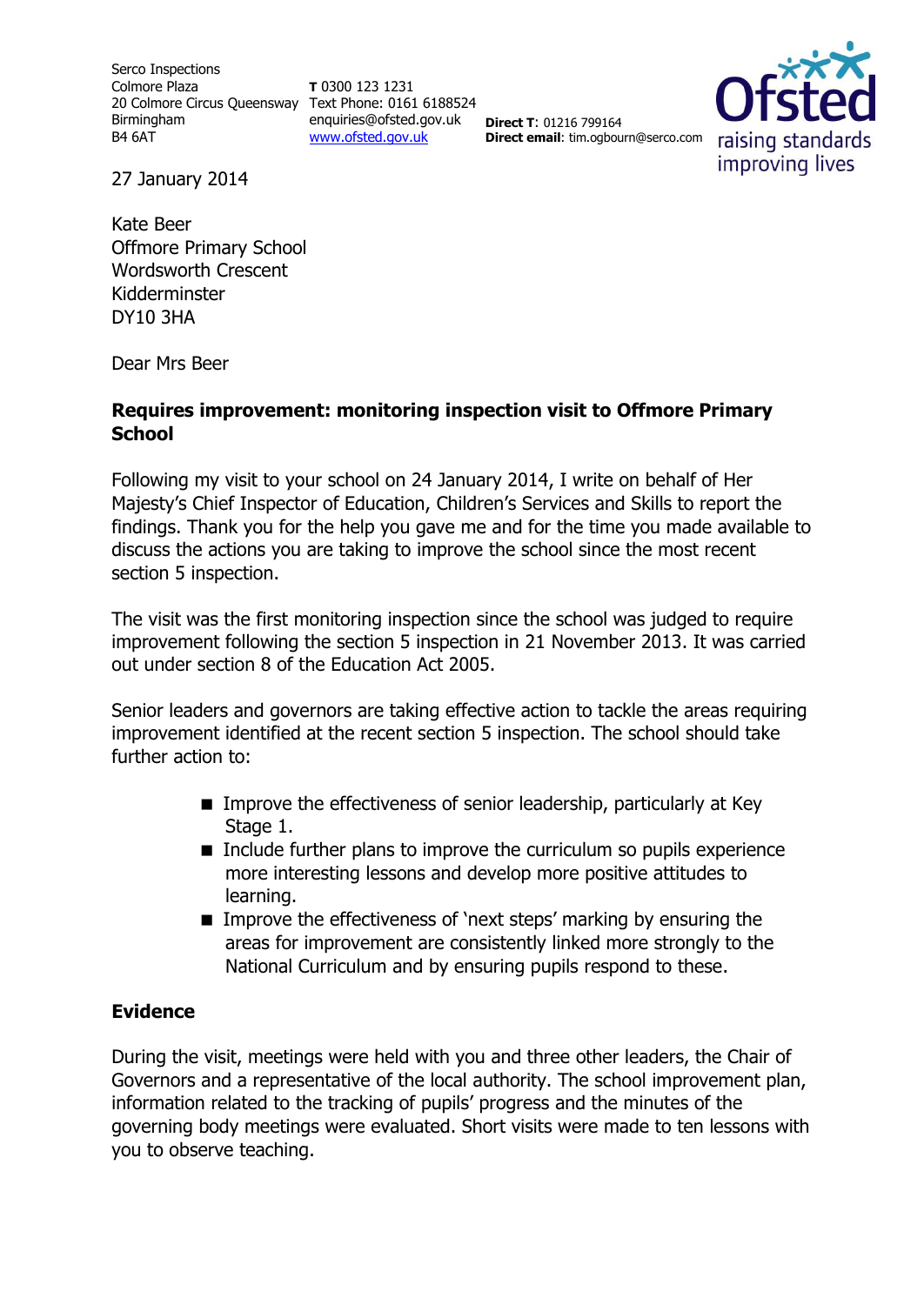Serco Inspections
Colmore Plaza
20 Colmore Circus Queensway
Birmingham
B4 6AT

**T** 0300 123 1231
Text Phone: 0161 6188524
enquiries@ofsted.gov.uk
www.ofsted.gov.uk

**Direct T**: 01216 799164
**Direct email**: tim.ogbourn@serco.com

27 January 2014

Kate Beer
Offmore Primary School
Wordsworth Crescent
Kidderminster
DY10 3HA

Dear Mrs Beer

**Requires improvement: monitoring inspection visit to Offmore Primary School**

Following my visit to your school on 24 January 2014, I write on behalf of Her Majesty's Chief Inspector of Education, Children's Services and Skills to report the findings. Thank you for the help you gave me and for the time you made available to discuss the actions you are taking to improve the school since the most recent section 5 inspection.

The visit was the first monitoring inspection since the school was judged to require improvement following the section 5 inspection in 21 November 2013. It was carried out under section 8 of the Education Act 2005.

Senior leaders and governors are taking effective action to tackle the areas requiring improvement identified at the recent section 5 inspection. The school should take further action to:

- Improve the effectiveness of senior leadership, particularly at Key Stage 1.
- Include further plans to improve the curriculum so pupils experience more interesting lessons and develop more positive attitudes to learning.
- Improve the effectiveness of 'next steps' marking by ensuring the areas for improvement are consistently linked more strongly to the National Curriculum and by ensuring pupils respond to these.

## Evidence

During the visit, meetings were held with you and three other leaders, the Chair of Governors and a representative of the local authority. The school improvement plan, information related to the tracking of pupils' progress and the minutes of the governing body meetings were evaluated. Short visits were made to ten lessons with you to observe teaching.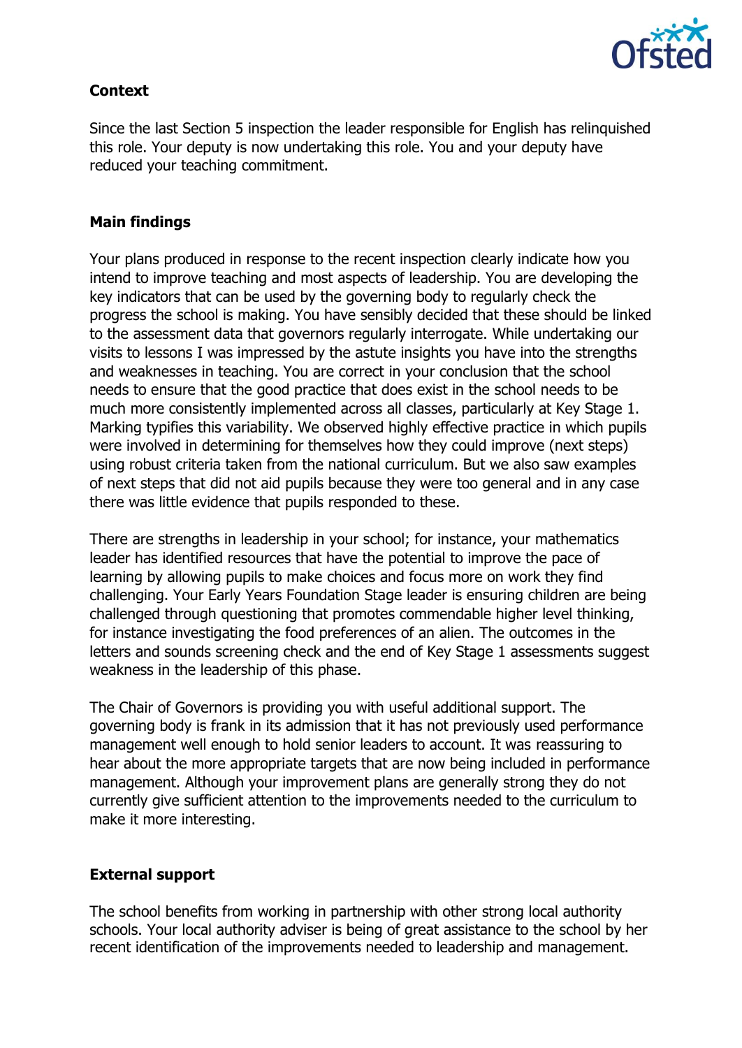## Context

Since the last Section 5 inspection the leader responsible for English has relinquished this role. Your deputy is now undertaking this role. You and your deputy have reduced your teaching commitment.

## Main findings

Your plans produced in response to the recent inspection clearly indicate how you intend to improve teaching and most aspects of leadership. You are developing the key indicators that can be used by the governing body to regularly check the progress the school is making. You have sensibly decided that these should be linked to the assessment data that governors regularly interrogate. While undertaking our visits to lessons I was impressed by the astute insights you have into the strengths and weaknesses in teaching. You are correct in your conclusion that the school needs to ensure that the good practice that does exist in the school needs to be much more consistently implemented across all classes, particularly at Key Stage 1. Marking typifies this variability. We observed highly effective practice in which pupils were involved in determining for themselves how they could improve (next steps) using robust criteria taken from the national curriculum. But we also saw examples of next steps that did not aid pupils because they were too general and in any case there was little evidence that pupils responded to these.

There are strengths in leadership in your school; for instance, your mathematics leader has identified resources that have the potential to improve the pace of learning by allowing pupils to make choices and focus more on work they find challenging. Your Early Years Foundation Stage leader is ensuring children are being challenged through questioning that promotes commendable higher level thinking, for instance investigating the food preferences of an alien. The outcomes in the letters and sounds screening check and the end of Key Stage 1 assessments suggest weakness in the leadership of this phase.

The Chair of Governors is providing you with useful additional support. The governing body is frank in its admission that it has not previously used performance management well enough to hold senior leaders to account. It was reassuring to hear about the more appropriate targets that are now being included in performance management. Although your improvement plans are generally strong they do not currently give sufficient attention to the improvements needed to the curriculum to make it more interesting.

## External support

The school benefits from working in partnership with other strong local authority schools. Your local authority adviser is being of great assistance to the school by her recent identification of the improvements needed to leadership and management.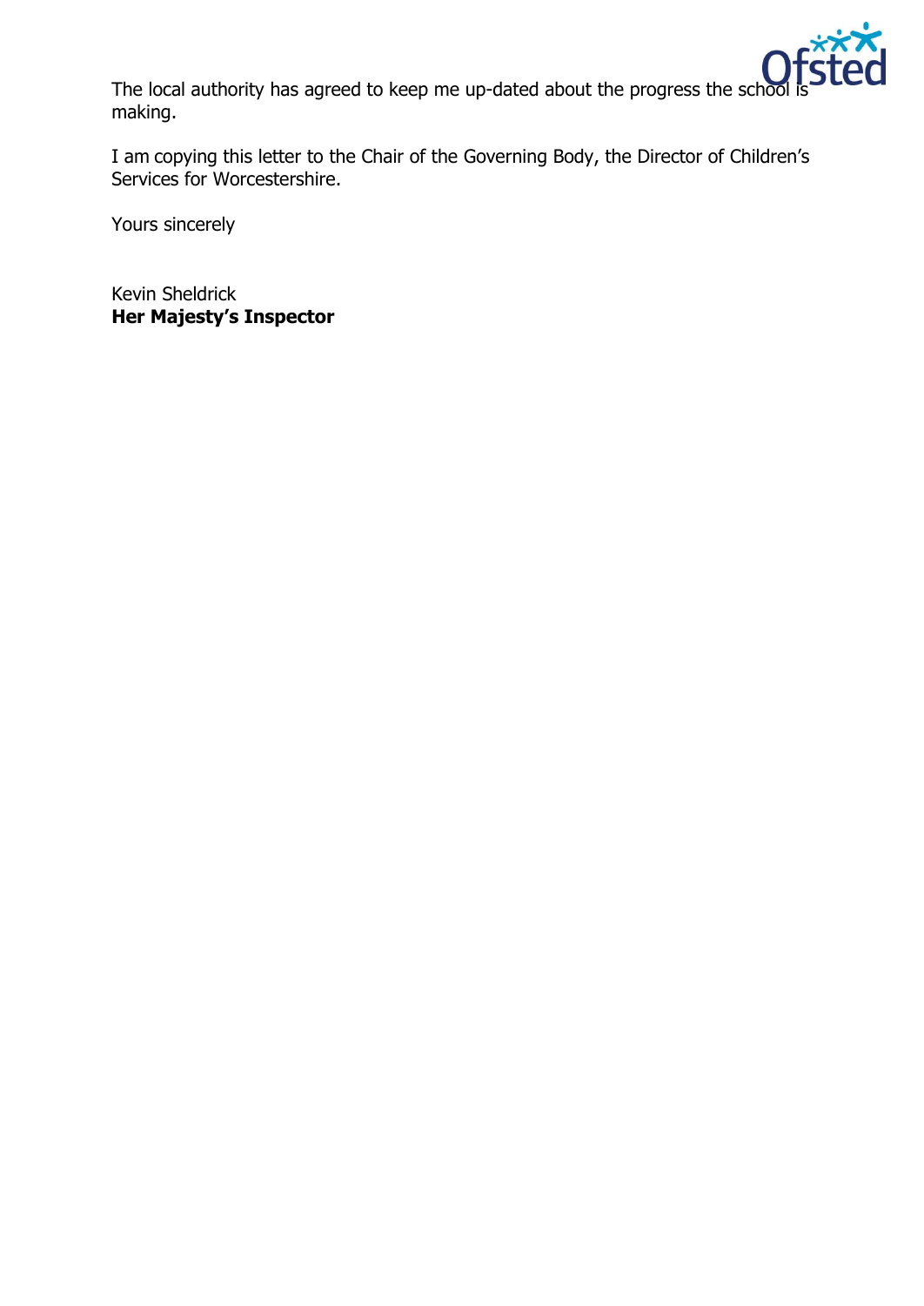The local authority has agreed to keep me up-dated about the progress the school is making.

I am copying this letter to the Chair of the Governing Body, the Director of Children's Services for Worcestershire.

Yours sincerely

Kevin Sheldrick
**Her Majesty's Inspector**